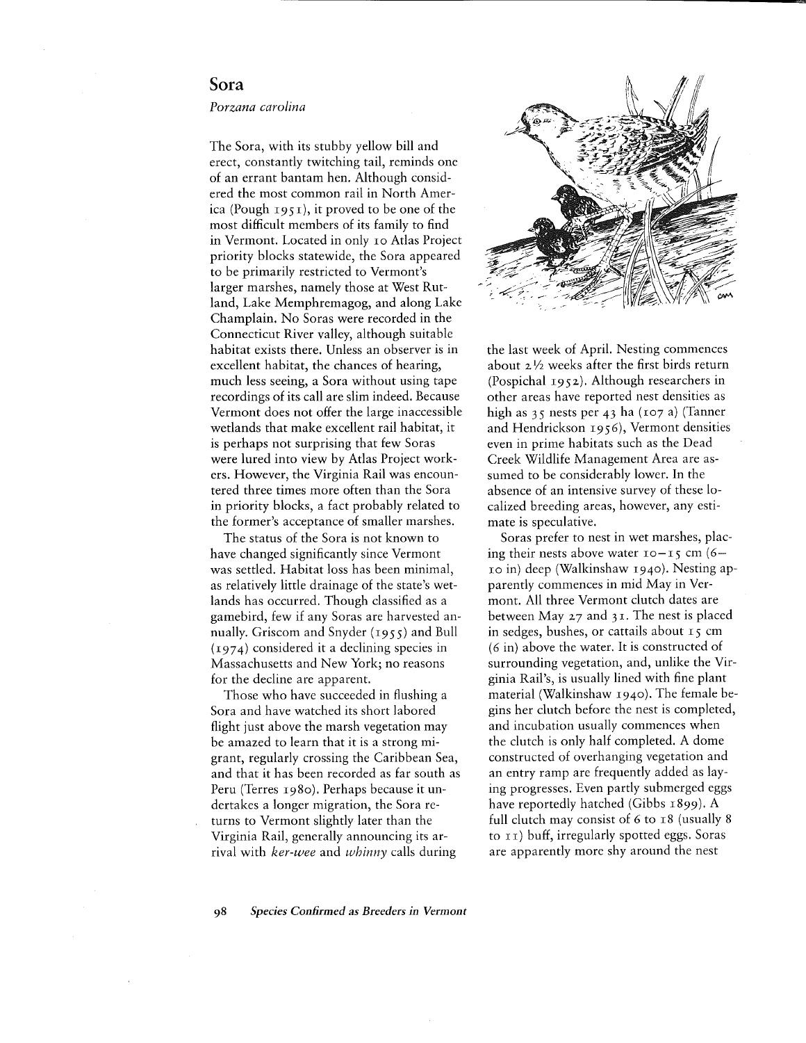# Sora

*Porzana carolina*

The Sora, with its stubby yellow bill and erect, constantly twitching tail, reminds one of an errant bantam hen. Although considered the most common rail in North America (Pough 1951), it proved to be one of the most difficult members of its family to find in Vermont. Located in only 10 Atlas Project priority blocks statewide, the Sora appeared to be primarily restricted to Vermont's larger marshes, namely those at West Rutland, Lake Memphremagog, and along Lake Champlain. No Soras were recorded in the Connecticut River valley, although suitable habitat exists there. Unless an observer is in excellent habitat, the chances of hearing, much less seeing, a Sora without using tape recordings of its call are slim indeed. Because Vermont does not offer the large inaccessible wetlands that make excellent rail habitat, it is perhaps not surprising that few Soras were lured into view by Atlas Project workers. However, the Virginia Rail was encountered three times more often than the Sora in priority blocks, a fact probably related to the former's acceptance of smaller marshes.

The status of the Sora is not known to have changed significantly since Vermont was settled. Habitat loss has been minimal, as relatively little drainage of the state's wetlands has occurred. Though classified as a gamebird, few if any Soras are harvested annually. Griscom and Snyder (1955) and Bull (1974) considered it a declining species in Massachusetts and New York; no reasons for the decline are apparent.

Those who have succeeded in flushing a Sora and have watched its short labored flight just above the marsh vegetation may be amazed to learn that it is a strong migrant, regularly crossing the Caribbean Sea, and that it has been recorded as far south as Peru (Terres 1980). Perhaps because it undertakes a longer migration, the Sora returns to Vermont slightly later than the Virginia Rail, generally announcing its arrival with *ker-wee* and *whinny* calls during the last week of April. Nesting commences about 2½ weeks after the first birds return (Pospichal 1952). Although researchers in other areas have reported nest densities as high as 35 nests per 43 ha (107 a) (Tanner and Hendrickson 1956), Vermont densities even in prime habitats such as the Dead Creek Wildlife Management Area are assumed to be considerably lower. In the absence of an intensive survey of these localized breeding areas, however, any estimate is speculative.

Soras prefer to nest in wet marshes, placing their nests above water 10–15 cm (6–10 in) deep (Walkinshaw 1940). Nesting apparently commences in mid May in Vermont. All three Vermont clutch dates are between May 27 and 31. The nest is placed in sedges, bushes, or cattails about 15 cm (6 in) above the water. It is constructed of surrounding vegetation, and, unlike the Virginia Rail's, is usually lined with fine plant material (Walkinshaw 1940). The female begins her clutch before the nest is completed, and incubation usually commences when the clutch is only half completed. A dome constructed of overhanging vegetation and an entry ramp are frequently added as laying progresses. Even partly submerged eggs have reportedly hatched (Gibbs 1899). A full clutch may consist of 6 to 18 (usually 8 to 11) buff, irregularly spotted eggs. Soras are apparently more shy around the nest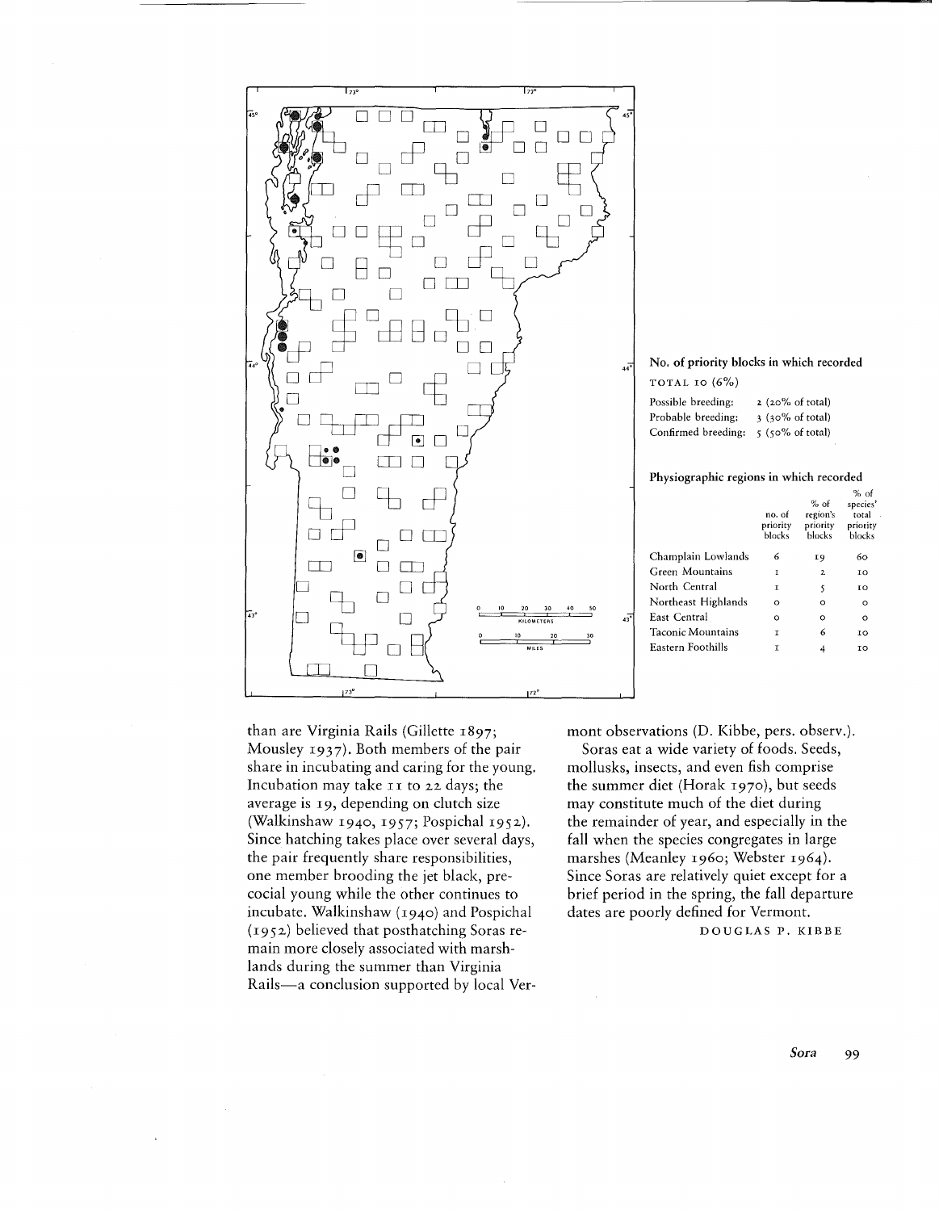73° 72°

45° 45°

44° 44°

43° 43°

73° 72°

0 10 20 30 40 50
KILOMETERS

0 10 20 30
MILES

**No. of priority blocks in which recorded**

TOTAL 10 (6%)

Possible breeding: 2 (20% of total)
Probable breeding: 3 (30% of total)
Confirmed breeding: 5 (50% of total)

**Physiographic regions in which recorded**

| | no. of priority blocks | % of region's priority blocks | % of species' total priority blocks |
|---|---|---|---|
| Champlain Lowlands | 6 | 19 | 60 |
| Green Mountains | 1 | 2 | 10 |
| North Central | 1 | 5 | 10 |
| Northeast Highlands | 0 | 0 | 0 |
| East Central | 0 | 0 | 0 |
| Taconic Mountains | 1 | 6 | 10 |
| Eastern Foothills | 1 | 4 | 10 |

than are Virginia Rails (Gillette 1897; Mousley 1937). Both members of the pair share in incubating and caring for the young. Incubation may take 11 to 22 days; the average is 19, depending on clutch size (Walkinshaw 1940, 1957; Pospichal 1952). Since hatching takes place over several days, the pair frequently share responsibilities, one member brooding the jet black, precocial young while the other continues to incubate. Walkinshaw (1940) and Pospichal (1952) believed that posthatching Soras remain more closely associated with marshlands during the summer than Virginia Rails—a conclusion supported by local Vermont observations (D. Kibbe, pers. observ.).

Soras eat a wide variety of foods. Seeds, mollusks, insects, and even fish comprise the summer diet (Horak 1970), but seeds may constitute much of the diet during the remainder of year, and especially in the fall when the species congregates in large marshes (Meanley 1960; Webster 1964). Since Soras are relatively quiet except for a brief period in the spring, the fall departure dates are poorly defined for Vermont.

DOUGLAS P. KIBBE